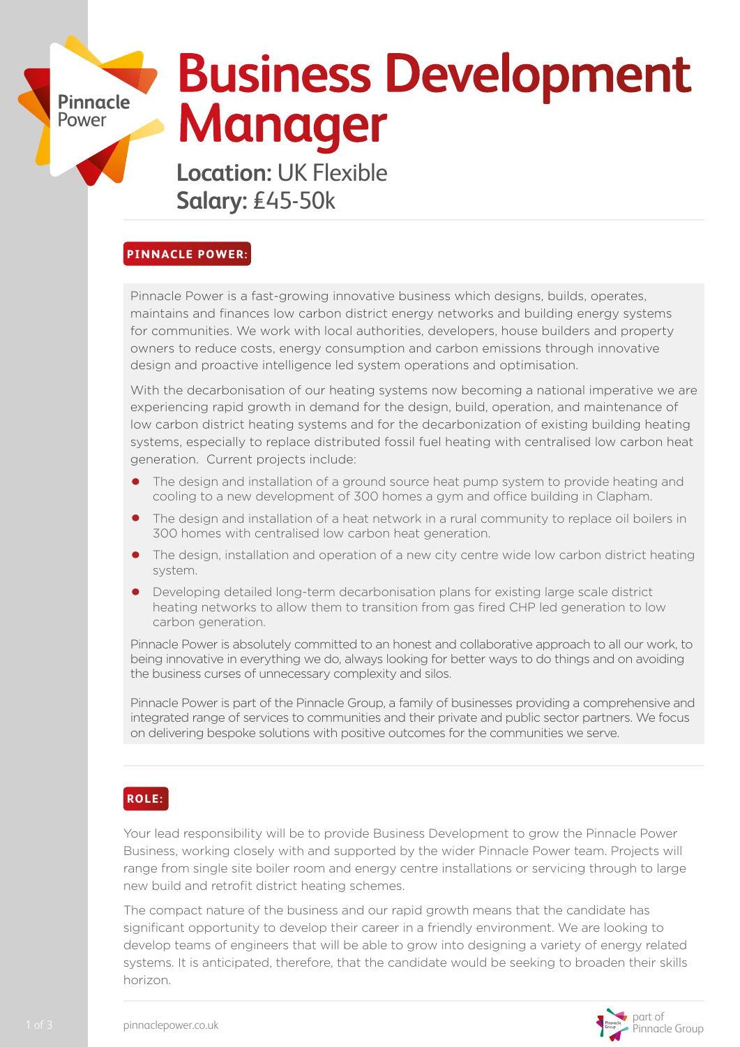# Business Development Manager

**Location:** UK Flexible
**Salary:** £45-50k

## PINNACLE POWER:

Pinnacle Power is a fast-growing innovative business which designs, builds, operates, maintains and finances low carbon district energy networks and building energy systems for communities. We work with local authorities, developers, house builders and property owners to reduce costs, energy consumption and carbon emissions through innovative design and proactive intelligence led system operations and optimisation.

With the decarbonisation of our heating systems now becoming a national imperative we are experiencing rapid growth in demand for the design, build, operation, and maintenance of low carbon district heating systems and for the decarbonization of existing building heating systems, especially to replace distributed fossil fuel heating with centralised low carbon heat generation. Current projects include:

- The design and installation of a ground source heat pump system to provide heating and cooling to a new development of 300 homes a gym and office building in Clapham.
- The design and installation of a heat network in a rural community to replace oil boilers in 300 homes with centralised low carbon heat generation.
- The design, installation and operation of a new city centre wide low carbon district heating system.
- Developing detailed long-term decarbonisation plans for existing large scale district heating networks to allow them to transition from gas fired CHP led generation to low carbon generation.

Pinnacle Power is absolutely committed to an honest and collaborative approach to all our work, to being innovative in everything we do, always looking for better ways to do things and on avoiding the business curses of unnecessary complexity and silos.

Pinnacle Power is part of the Pinnacle Group, a family of businesses providing a comprehensive and integrated range of services to communities and their private and public sector partners. We focus on delivering bespoke solutions with positive outcomes for the communities we serve.

## ROLE:

Your lead responsibility will be to provide Business Development to grow the Pinnacle Power Business, working closely with and supported by the wider Pinnacle Power team. Projects will range from single site boiler room and energy centre installations or servicing through to large new build and retrofit district heating schemes.

The compact nature of the business and our rapid growth means that the candidate has significant opportunity to develop their career in a friendly environment. We are looking to develop teams of engineers that will be able to grow into designing a variety of energy related systems. It is anticipated, therefore, that the candidate would be seeking to broaden their skills horizon.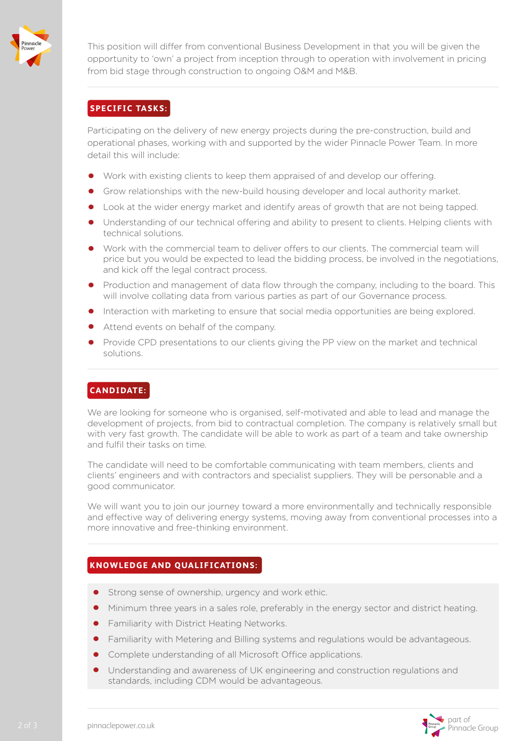This position will differ from conventional Business Development in that you will be given the opportunity to 'own' a project from inception through to operation with involvement in pricing from bid stage through construction to ongoing O&M and M&B.

## SPECIFIC TASKS:

Participating on the delivery of new energy projects during the pre-construction, build and operational phases, working with and supported by the wider Pinnacle Power Team. In more detail this will include:

- Work with existing clients to keep them appraised of and develop our offering.
- Grow relationships with the new-build housing developer and local authority market.
- Look at the wider energy market and identify areas of growth that are not being tapped.
- Understanding of our technical offering and ability to present to clients. Helping clients with technical solutions.
- Work with the commercial team to deliver offers to our clients. The commercial team will price but you would be expected to lead the bidding process, be involved in the negotiations, and kick off the legal contract process.
- Production and management of data flow through the company, including to the board. This will involve collating data from various parties as part of our Governance process.
- Interaction with marketing to ensure that social media opportunities are being explored.
- Attend events on behalf of the company.
- Provide CPD presentations to our clients giving the PP view on the market and technical solutions.

## CANDIDATE:

We are looking for someone who is organised, self-motivated and able to lead and manage the development of projects, from bid to contractual completion. The company is relatively small but with very fast growth. The candidate will be able to work as part of a team and take ownership and fulfil their tasks on time.

The candidate will need to be comfortable communicating with team members, clients and clients' engineers and with contractors and specialist suppliers. They will be personable and a good communicator.

We will want you to join our journey toward a more environmentally and technically responsible and effective way of delivering energy systems, moving away from conventional processes into a more innovative and free-thinking environment.

## KNOWLEDGE AND QUALIFICATIONS:

- Strong sense of ownership, urgency and work ethic.
- Minimum three years in a sales role, preferably in the energy sector and district heating.
- Familiarity with District Heating Networks.
- Familiarity with Metering and Billing systems and regulations would be advantageous.
- Complete understanding of all Microsoft Office applications.
- Understanding and awareness of UK engineering and construction regulations and standards, including CDM would be advantageous.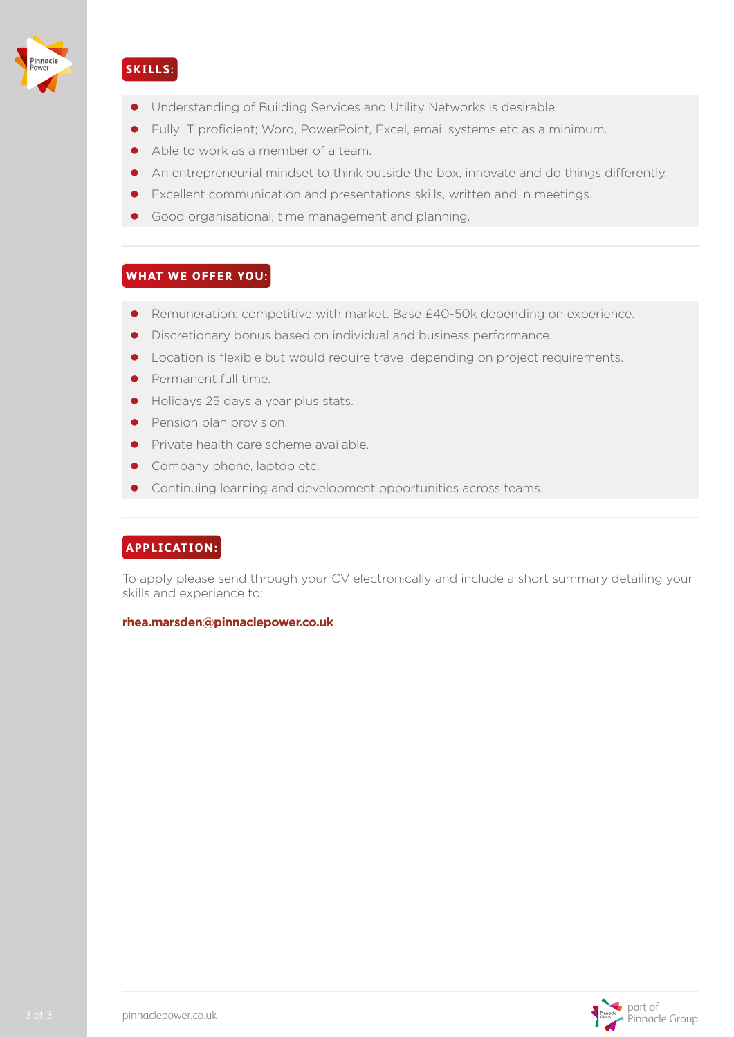## SKILLS:

- Understanding of Building Services and Utility Networks is desirable.
- Fully IT proficient; Word, PowerPoint, Excel, email systems etc as a minimum.
- Able to work as a member of a team.
- An entrepreneurial mindset to think outside the box, innovate and do things differently.
- Excellent communication and presentations skills, written and in meetings.
- Good organisational, time management and planning.

## WHAT WE OFFER YOU:

- Remuneration: competitive with market. Base £40-50k depending on experience.
- Discretionary bonus based on individual and business performance.
- Location is flexible but would require travel depending on project requirements.
- Permanent full time.
- Holidays 25 days a year plus stats.
- Pension plan provision.
- Private health care scheme available.
- Company phone, laptop etc.
- Continuing learning and development opportunities across teams.

## APPLICATION:

To apply please send through your CV electronically and include a short summary detailing your skills and experience to:

**rhea.marsden@pinnaclepower.co.uk**